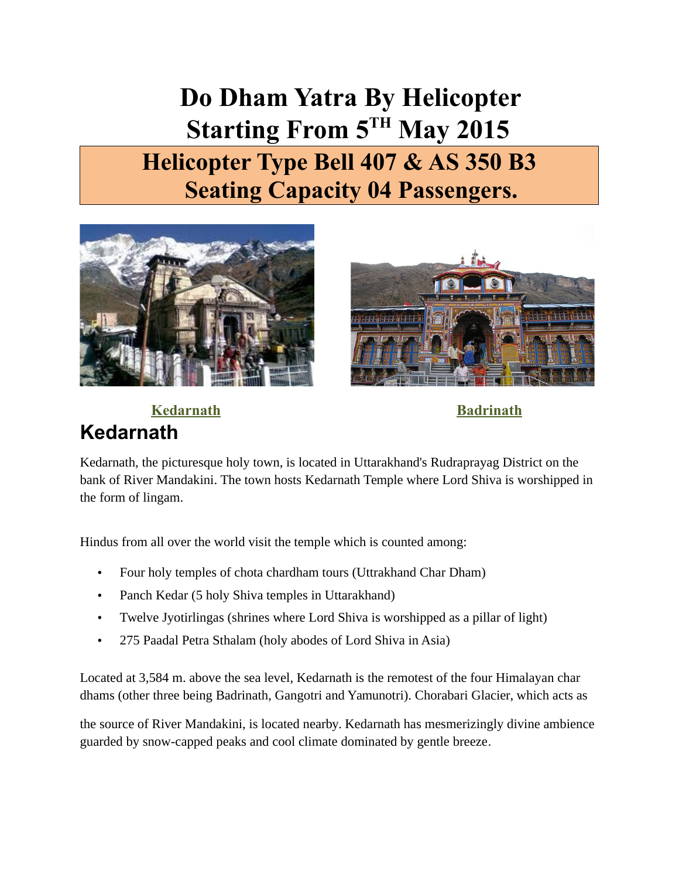# Do Dham Yatra By Helicopter Starting From 5TH May 2015

## Helicopter Type Bell 407 & AS 350 B3 Seating Capacity 04 Passengers.

**Kedarnath** **Badrinath**

## Kedarnath

Kedarnath, the picturesque holy town, is located in Uttarakhand's Rudraprayag District on the bank of River Mandakini. The town hosts Kedarnath Temple where Lord Shiva is worshipped in the form of lingam.

Hindus from all over the world visit the temple which is counted among:

- Four holy temples of chota chardham tours (Uttrakhand Char Dham)
- Panch Kedar (5 holy Shiva temples in Uttarakhand)
- Twelve Jyotirlingas (shrines where Lord Shiva is worshipped as a pillar of light)
- 275 Paadal Petra Sthalam (holy abodes of Lord Shiva in Asia)

Located at 3,584 m. above the sea level, Kedarnath is the remotest of the four Himalayan char dhams (other three being Badrinath, Gangotri and Yamunotri). Chorabari Glacier, which acts as the source of River Mandakini, is located nearby. Kedarnath has mesmerizingly divine ambience guarded by snow-capped peaks and cool climate dominated by gentle breeze.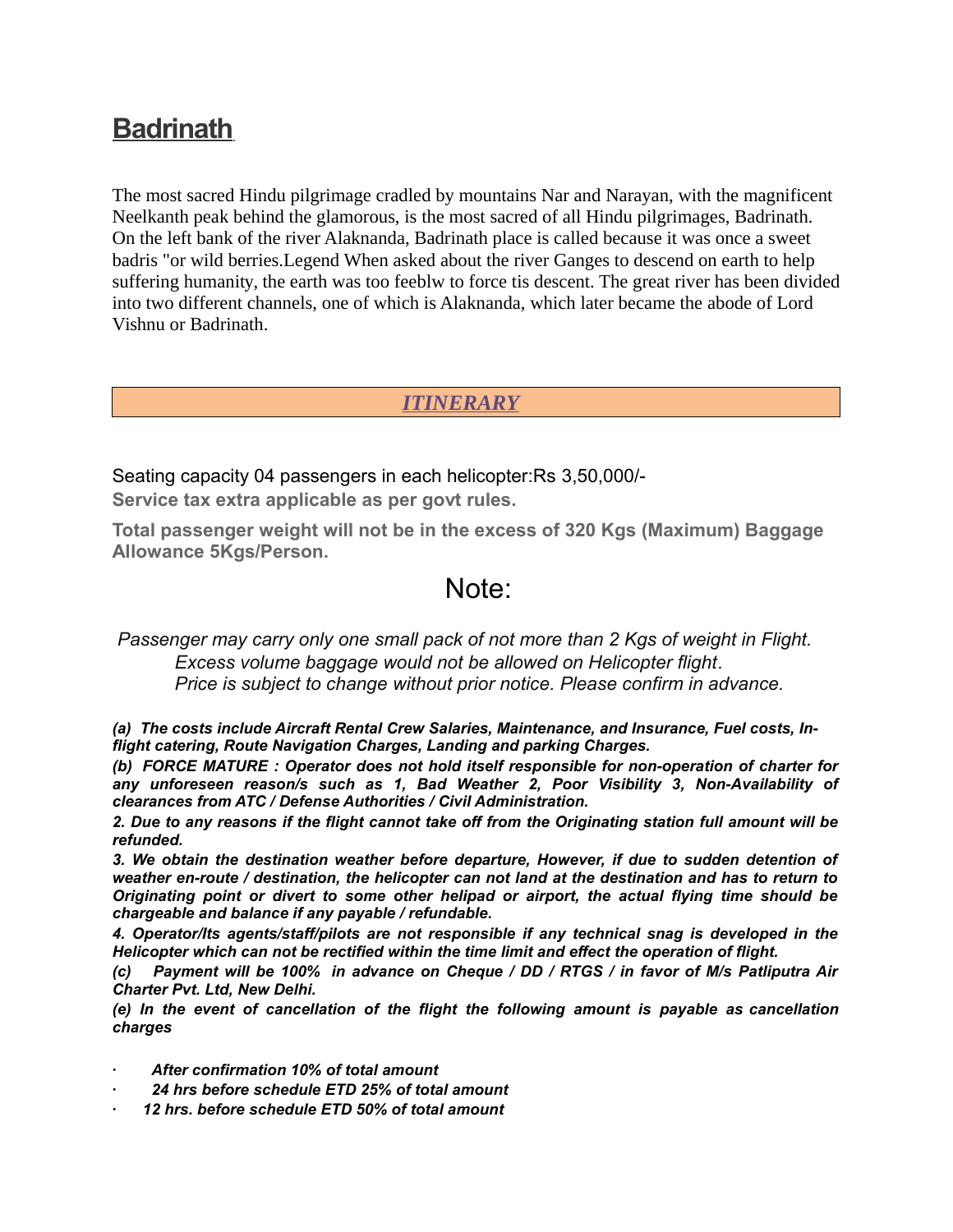# Badrinath

The most sacred Hindu pilgrimage cradled by mountains Nar and Narayan, with the magnificent Neelkanth peak behind the glamorous, is the most sacred of all Hindu pilgrimages, Badrinath. On the left bank of the river Alaknanda, Badrinath place is called because it was once a sweet badris "or wild berries.Legend When asked about the river Ganges to descend on earth to help suffering humanity, the earth was too feeblw to force tis descent. The great river has been divided into two different channels, one of which is Alaknanda, which later became the abode of Lord Vishnu or Badrinath.

## *ITINERARY*

Seating capacity 04 passengers in each helicopter:Rs 3,50,000/-

**Service tax extra applicable as per govt rules.**

**Total passenger weight will not be in the excess of 320 Kgs (Maximum) Baggage Allowance 5Kgs/Person.**

## Note:

*Passenger may carry only one small pack of not more than 2 Kgs of weight in Flight.*
*Excess volume baggage would not be allowed on Helicopter flight.*
*Price is subject to change without prior notice. Please confirm in advance.*

***(a) The costs include Aircraft Rental Crew Salaries, Maintenance, and Insurance, Fuel costs, In-flight catering, Route Navigation Charges, Landing and parking Charges.***

***(b) FORCE MATURE : Operator does not hold itself responsible for non-operation of charter for any unforeseen reason/s such as 1, Bad Weather 2, Poor Visibility 3, Non-Availability of clearances from ATC / Defense Authorities / Civil Administration.***

***2. Due to any reasons if the flight cannot take off from the Originating station full amount will be refunded.***

***3. We obtain the destination weather before departure, However, if due to sudden detention of weather en-route / destination, the helicopter can not land at the destination and has to return to Originating point or divert to some other helipad or airport, the actual flying time should be chargeable and balance if any payable / refundable.***

***4. Operator/Its agents/staff/pilots are not responsible if any technical snag is developed in the Helicopter which can not be rectified within the time limit and effect the operation of flight.***

***(c) Payment will be 100% in advance on Cheque / DD / RTGS / in favor of M/s Patliputra Air Charter Pvt. Ltd, New Delhi.***

***(e) In the event of cancellation of the flight the following amount is payable as cancellation charges***

- ***After confirmation 10% of total amount***
- ***24 hrs before schedule ETD 25% of total amount***
- ***12 hrs. before schedule ETD 50% of total amount***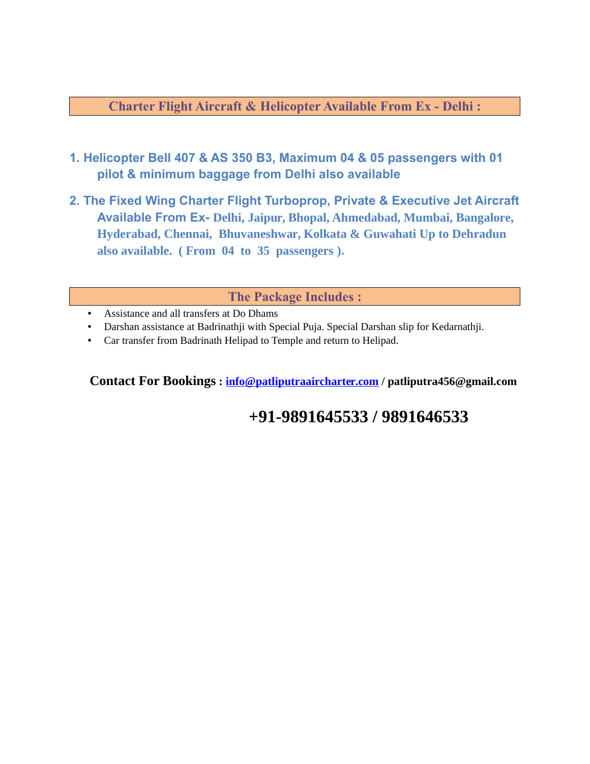## Charter Flight Aircraft & Helicopter Available From Ex - Delhi :

1. **Helicopter Bell 407 & AS 350 B3, Maximum 04 & 05 passengers with 01 pilot & minimum baggage from Delhi also available**
2. **The Fixed Wing Charter Flight Turboprop, Private & Executive Jet Aircraft Available From Ex- Delhi, Jaipur, Bhopal, Ahmedabad, Mumbai, Bangalore, Hyderabad, Chennai, Bhuvaneshwar, Kolkata & Guwahati Up to Dehradun also available. ( From 04 to 35 passengers ).**

## The Package Includes :

- Assistance and all transfers at Do Dhams
- Darshan assistance at Badrinathji with Special Puja. Special Darshan slip for Kedarnathji.
- Car transfer from Badrinath Helipad to Temple and return to Helipad.

**Contact For Bookings : info@patliputraaircharter.com / patliputra456@gmail.com**

**+91-9891645533 / 9891646533**